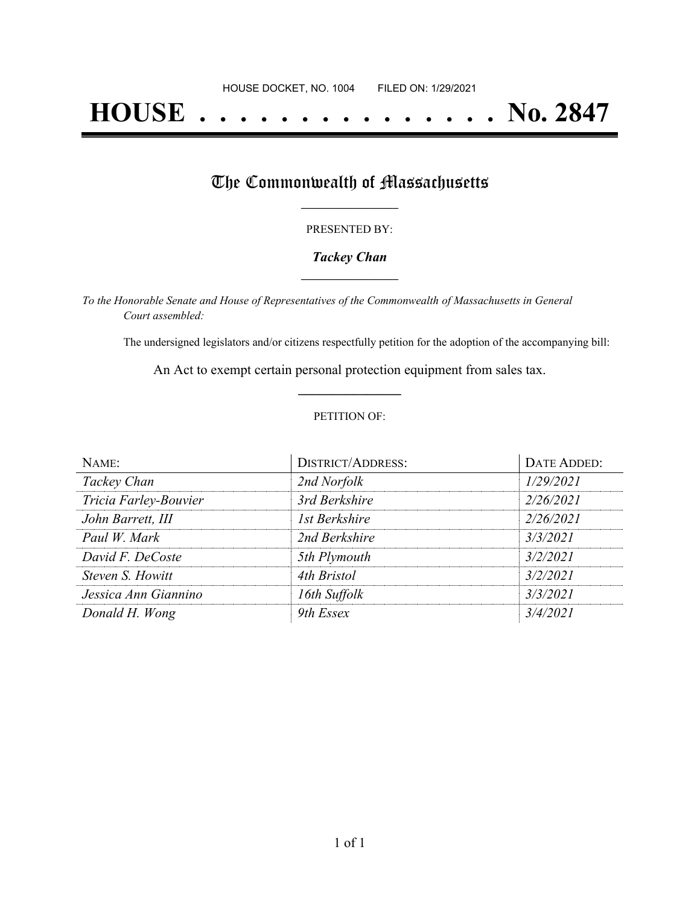HOUSE DOCKET, NO. 1004        FILED ON: 1/29/2021

# HOUSE . . . . . . . . . . . . . . . No. 2847

## The Commonwealth of Massachusetts

PRESENTED BY:

***Tackey Chan***

*To the Honorable Senate and House of Representatives of the Commonwealth of Massachusetts in General Court assembled:*

The undersigned legislators and/or citizens respectfully petition for the adoption of the accompanying bill:

An Act to exempt certain personal protection equipment from sales tax.

PETITION OF:

| NAME: | DISTRICT/ADDRESS: | DATE ADDED: |
|---|---|---|
| *Tackey Chan* | *2nd Norfolk* | *1/29/2021* |
| *Tricia Farley-Bouvier* | *3rd Berkshire* | *2/26/2021* |
| *John Barrett, III* | *1st Berkshire* | *2/26/2021* |
| *Paul W. Mark* | *2nd Berkshire* | *3/3/2021* |
| *David F. DeCoste* | *5th Plymouth* | *3/2/2021* |
| *Steven S. Howitt* | *4th Bristol* | *3/2/2021* |
| *Jessica Ann Giannino* | *16th Suffolk* | *3/3/2021* |
| *Donald H. Wong* | *9th Essex* | *3/4/2021* |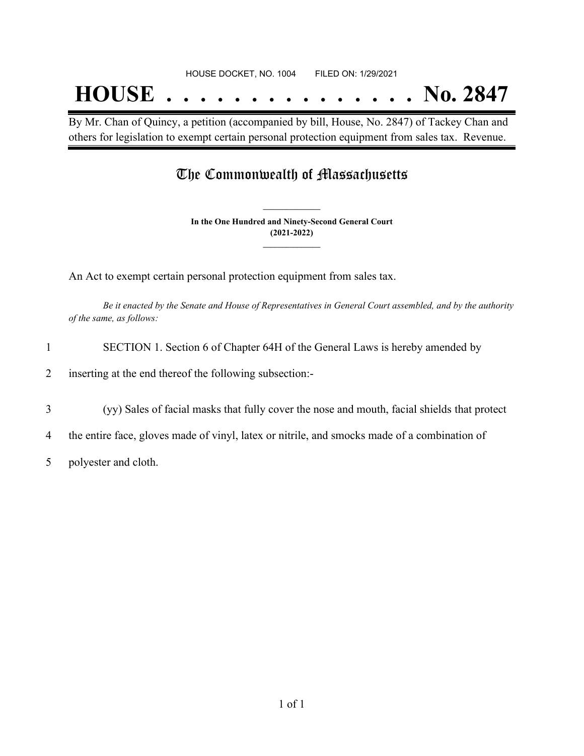HOUSE DOCKET, NO. 1004 FILED ON: 1/29/2021

# HOUSE . . . . . . . . . . . . . . . No. 2847

By Mr. Chan of Quincy, a petition (accompanied by bill, House, No. 2847) of Tackey Chan and others for legislation to exempt certain personal protection equipment from sales tax. Revenue.

## The Commonwealth of Massachusetts

**In the One Hundred and Ninety-Second General Court (2021-2022)**

An Act to exempt certain personal protection equipment from sales tax.

*Be it enacted by the Senate and House of Representatives in General Court assembled, and by the authority of the same, as follows:*

1 SECTION 1. Section 6 of Chapter 64H of the General Laws is hereby amended by

2 inserting at the end thereof the following subsection:-

3 (yy) Sales of facial masks that fully cover the nose and mouth, facial shields that protect

4 the entire face, gloves made of vinyl, latex or nitrile, and smocks made of a combination of

5 polyester and cloth.